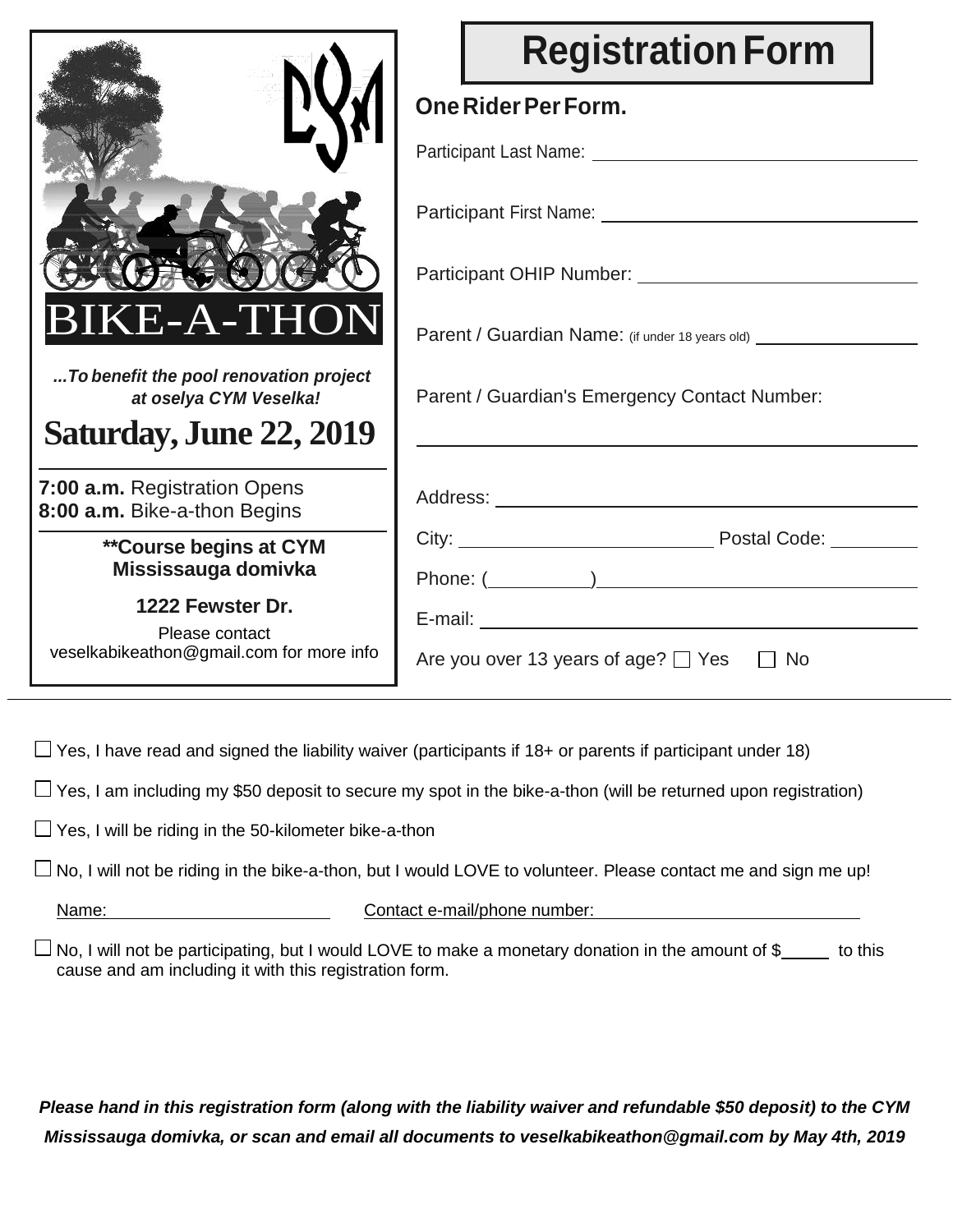# BIKE-A-THON

***...To benefit the pool renovation project at oselya CYM Veselka!***

## Saturday, June 22, 2019

**7:00 a.m.** Registration Opens
**8:00 a.m.** Bike-a-thon Begins

**\*\*Course begins at CYM Mississauga domivka**

**1222 Fewster Dr.**

Please contact veselkabikeathon@gmail.com for more info

# Registration Form

**One Rider Per Form.**

Participant Last Name: ______________________________

Participant First Name: ______________________________

Participant OHIP Number: ______________________________

Parent / Guardian Name: (if under 18 years old) ______________

Parent / Guardian's Emergency Contact Number:

______________________________

Address: ______________________________

City: ____________________ Postal Code: ________

Phone: (________) ______________________________

E-mail: ______________________________

Are you over 13 years of age? ☐ Yes ☐ No

---

☐ Yes, I have read and signed the liability waiver (participants if 18+ or parents if participant under 18)

☐ Yes, I am including my $50 deposit to secure my spot in the bike-a-thon (will be returned upon registration)

☐ Yes, I will be riding in the 50-kilometer bike-a-thon

☐ No, I will not be riding in the bike-a-thon, but I would LOVE to volunteer. Please contact me and sign me up!

Name: ____________________ Contact e-mail/phone number: ____________________

☐ No, I will not be participating, but I would LOVE to make a monetary donation in the amount of $_____ to this cause and am including it with this registration form.

***Please hand in this registration form (along with the liability waiver and refundable $50 deposit) to the CYM Mississauga domivka, or scan and email all documents to veselkabikeathon@gmail.com by May 4th, 2019***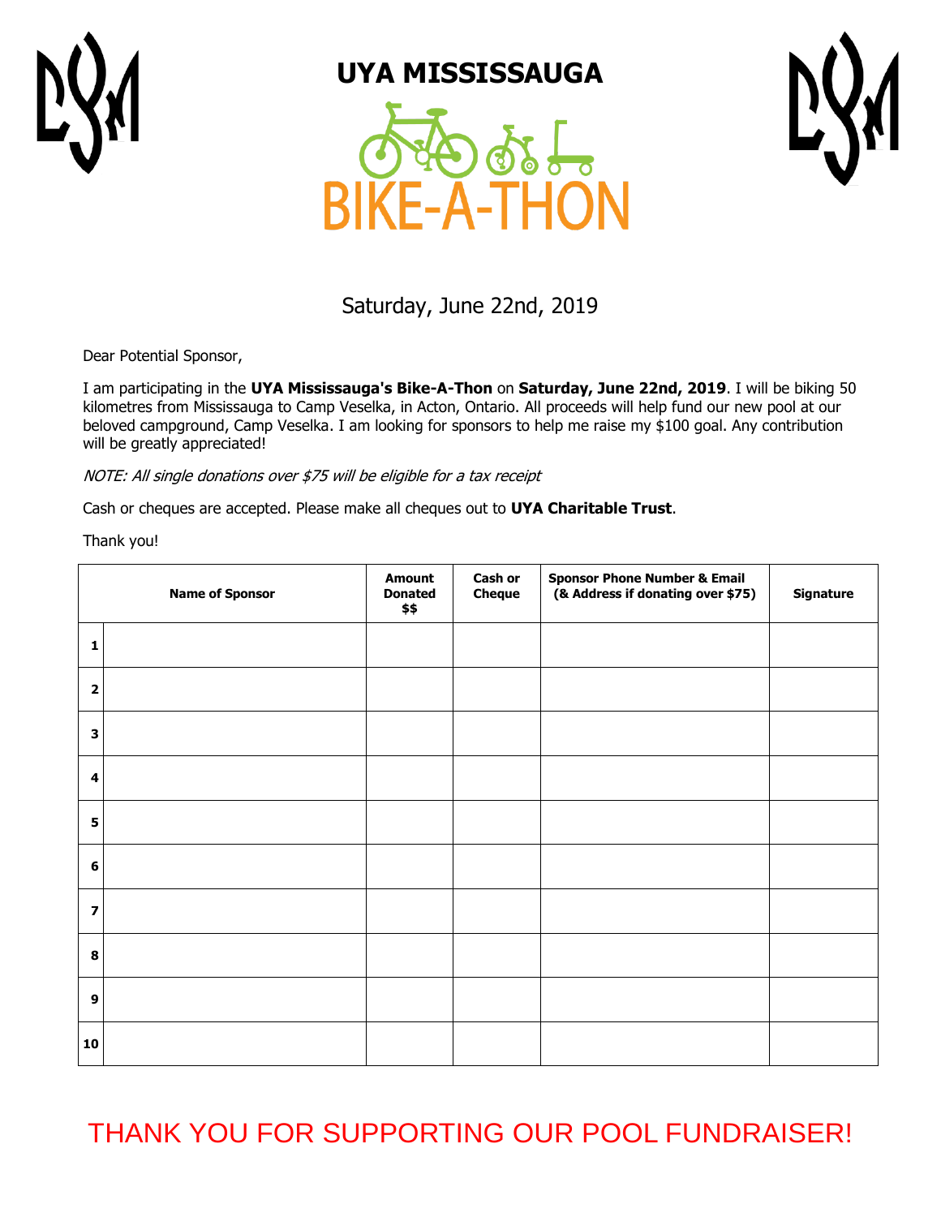# UYA MISSISSAUGA

## BIKE-A-THON

Saturday, June 22nd, 2019

Dear Potential Sponsor,

I am participating in the **UYA Mississauga's Bike-A-Thon** on **Saturday, June 22nd, 2019**. I will be biking 50 kilometres from Mississauga to Camp Veselka, in Acton, Ontario. All proceeds will help fund our new pool at our beloved campground, Camp Veselka. I am looking for sponsors to help me raise my $100 goal. Any contribution will be greatly appreciated!

*NOTE: All single donations over $75 will be eligible for a tax receipt*

Cash or cheques are accepted. Please make all cheques out to **UYA Charitable Trust**.

Thank you!

| | Name of Sponsor | Amount Donated $$ | Cash or Cheque | Sponsor Phone Number & Email (& Address if donating over $75) | Signature |
|---|---|---|---|---|---|
| 1 | | | | | |
| 2 | | | | | |
| 3 | | | | | |
| 4 | | | | | |
| 5 | | | | | |
| 6 | | | | | |
| 7 | | | | | |
| 8 | | | | | |
| 9 | | | | | |
| 10 | | | | | |

THANK YOU FOR SUPPORTING OUR POOL FUNDRAISER!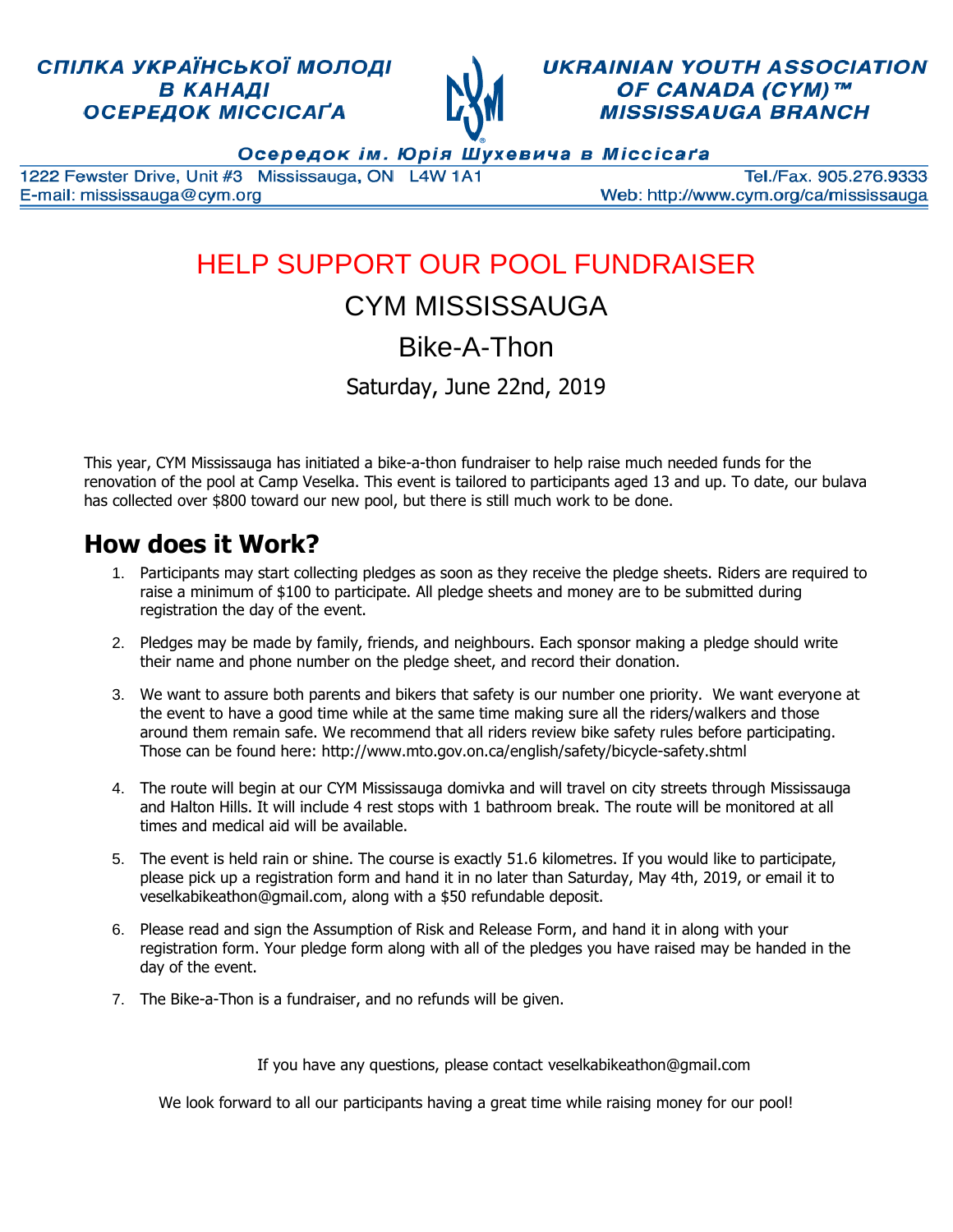СПІЛКА УКРАЇНСЬКОЇ МОЛОДІ
В КАНАДІ
ОСЕРЕДОК МІССІСАҐА

UKRAINIAN YOUTH ASSOCIATION
OF CANADA (CYM)™
MISSISSAUGA BRANCH

Осередок ім. Юрія Шухевича в Міссісаґа

1222 Fewster Drive, Unit #3 Mississauga, ON L4W 1A1 — Tel./Fax. 905.276.9333

E-mail: mississauga@cym.org — Web: http://www.cym.org/ca/mississauga

# HELP SUPPORT OUR POOL FUNDRAISER

## CYM MISSISSAUGA

## Bike-A-Thon

### Saturday, June 22nd, 2019

This year, CYM Mississauga has initiated a bike-a-thon fundraiser to help raise much needed funds for the renovation of the pool at Camp Veselka. This event is tailored to participants aged 13 and up. To date, our bulava has collected over $800 toward our new pool, but there is still much work to be done.

## How does it Work?

1. Participants may start collecting pledges as soon as they receive the pledge sheets. Riders are required to raise a minimum of $100 to participate. All pledge sheets and money are to be submitted during registration the day of the event.

2. Pledges may be made by family, friends, and neighbours. Each sponsor making a pledge should write their name and phone number on the pledge sheet, and record their donation.

3. We want to assure both parents and bikers that safety is our number one priority. We want everyone at the event to have a good time while at the same time making sure all the riders/walkers and those around them remain safe. We recommend that all riders review bike safety rules before participating. Those can be found here: http://www.mto.gov.on.ca/english/safety/bicycle-safety.shtml

4. The route will begin at our CYM Mississauga domivka and will travel on city streets through Mississauga and Halton Hills. It will include 4 rest stops with 1 bathroom break. The route will be monitored at all times and medical aid will be available.

5. The event is held rain or shine. The course is exactly 51.6 kilometres. If you would like to participate, please pick up a registration form and hand it in no later than Saturday, May 4th, 2019, or email it to veselkabikeathon@gmail.com, along with a $50 refundable deposit.

6. Please read and sign the Assumption of Risk and Release Form, and hand it in along with your registration form. Your pledge form along with all of the pledges you have raised may be handed in the day of the event.

7. The Bike-a-Thon is a fundraiser, and no refunds will be given.

If you have any questions, please contact veselkabikeathon@gmail.com

We look forward to all our participants having a great time while raising money for our pool!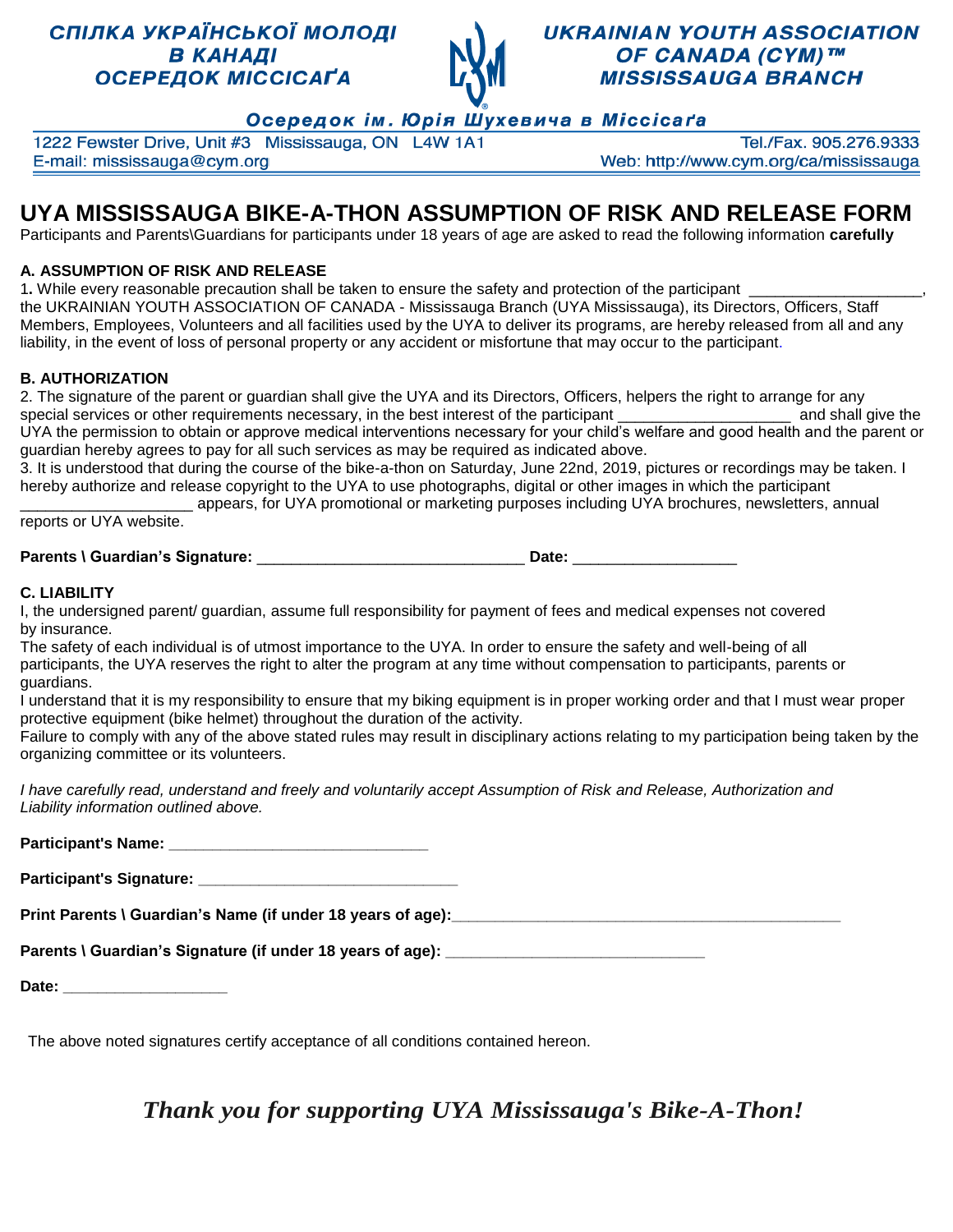**СПІЛКА УКРАЇНСЬКОЇ МОЛОДІ В КАНАДІ ОСЕРЕДОК МІССІСАҐА**

**UKRAINIAN YOUTH ASSOCIATION OF CANADA (CYM)™ MISSISSAUGA BRANCH**

*Осередок ім. Юрія Шухевича в Міссісаґа*

1222 Fewster Drive, Unit #3 Mississauga, ON L4W 1A1 — Tel./Fax. 905.276.9333

E-mail: mississauga@cym.org — Web: http://www.cym.org/ca/mississauga

# UYA MISSISSAUGA BIKE-A-THON ASSUMPTION OF RISK AND RELEASE FORM

Participants and Parents\Guardians for participants under 18 years of age are asked to read the following information **carefully**

## A. ASSUMPTION OF RISK AND RELEASE

1**.** While every reasonable precaution shall be taken to ensure the safety and protection of the participant ___________________, the UKRAINIAN YOUTH ASSOCIATION OF CANADA - Mississauga Branch (UYA Mississauga), its Directors, Officers, Staff Members, Employees, Volunteers and all facilities used by the UYA to deliver its programs, are hereby released from all and any liability, in the event of loss of personal property or any accident or misfortune that may occur to the participant.

## B. AUTHORIZATION

2. The signature of the parent or guardian shall give the UYA and its Directors, Officers, helpers the right to arrange for any special services or other requirements necessary, in the best interest of the participant ___________________ and shall give the UYA the permission to obtain or approve medical interventions necessary for your child's welfare and good health and the parent or guardian hereby agrees to pay for all such services as may be required as indicated above.

3. It is understood that during the course of the bike-a-thon on Saturday, June 22nd, 2019, pictures or recordings may be taken. I hereby authorize and release copyright to the UYA to use photographs, digital or other images in which the participant ___________________ appears, for UYA promotional or marketing purposes including UYA brochures, newsletters, annual reports or UYA website.

**Parents \ Guardian's Signature:** ______________________________ **Date:** ___________________

## C. LIABILITY

I, the undersigned parent/ guardian, assume full responsibility for payment of fees and medical expenses not covered by insurance.

The safety of each individual is of utmost importance to the UYA. In order to ensure the safety and well-being of all participants, the UYA reserves the right to alter the program at any time without compensation to participants, parents or guardians.

I understand that it is my responsibility to ensure that my biking equipment is in proper working order and that I must wear proper protective equipment (bike helmet) throughout the duration of the activity.

Failure to comply with any of the above stated rules may result in disciplinary actions relating to my participation being taken by the organizing committee or its volunteers.

*I have carefully read, understand and freely and voluntarily accept Assumption of Risk and Release, Authorization and Liability information outlined above.*

**Participant's Name:** ______________________________

**Participant's Signature:** ______________________________

**Print Parents \ Guardian's Name (if under 18 years of age):**______________________________________________

**Parents \ Guardian's Signature (if under 18 years of age):** ______________________________

**Date:** ___________________

The above noted signatures certify acceptance of all conditions contained hereon.

***Thank you for supporting UYA Mississauga's Bike-A-Thon!***